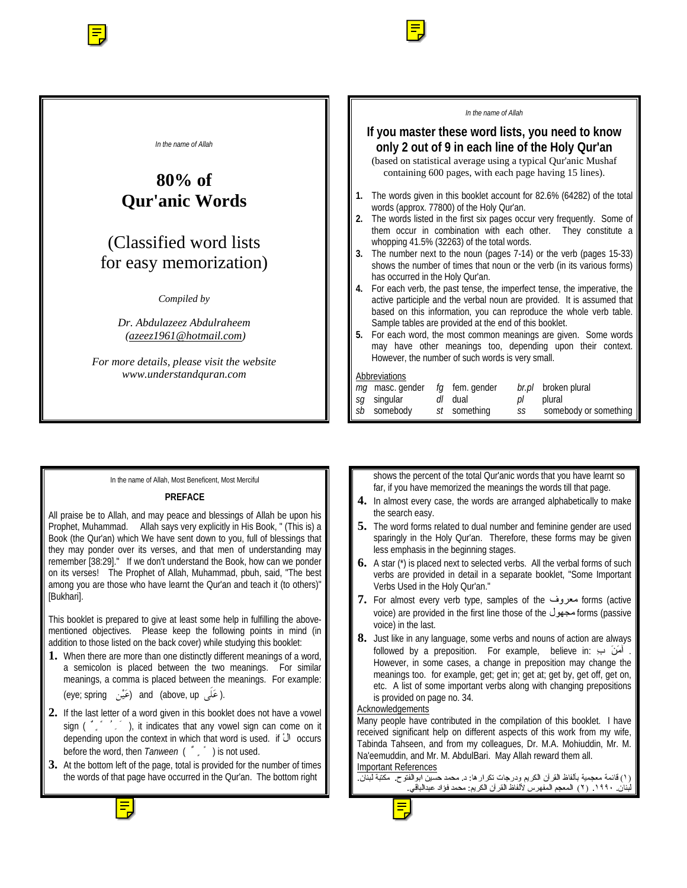*In the name of Allah*

# 80% of Qur'anic Words

## (Classified word lists for easy memorization)

*Compiled by*

*Dr. Abdulazeez Abdulraheem*
*(azeez1961@hotmail.com)*

*For more details, please visit the website*
*www.understandquran.com*

---

*In the name of Allah*

## If you master these word lists, you need to know only 2 out of 9 in each line of the Holy Qur'an

(based on statistical average using a typical Qur'anic Mushaf containing 600 pages, with each page having 15 lines).

1. The words given in this booklet account for 82.6% (64282) of the total words (approx. 77800) of the Holy Qur'an.
2. The words listed in the first six pages occur very frequently. Some of them occur in combination with each other. They constitute a whopping 41.5% (32263) of the total words.
3. The number next to the noun (pages 7-14) or the verb (pages 15-33) shows the number of times that noun or the verb (in its various forms) has occurred in the Holy Qur'an.
4. For each verb, the past tense, the imperfect tense, the imperative, the active participle and the verbal noun are provided. It is assumed that based on this information, you can reproduce the whole verb table. Sample tables are provided at the end of this booklet.
5. For each word, the most common meanings are given. Some words may have other meanings too, depending upon their context. However, the number of such words is very small.

Abbreviations

| | | | | | |
|---|---|---|---|---|---|
| *mg* | masc. gender | *fg* | fem. gender | *br.pl* | broken plural |
| *sg* | singular | *dl* | dual | *pl* | plural |
| *sb* | somebody | *st* | something | *ss* | somebody or something |

---

In the name of Allah, Most Beneficent, Most Merciful

### PREFACE

All praise be to Allah, and may peace and blessings of Allah be upon his Prophet, Muhammad. Allah says very explicitly in His Book, " (This is) a Book (the Qur'an) which We have sent down to you, full of blessings that they may ponder over its verses, and that men of understanding may remember [38:29]." If we don't understand the Book, how can we ponder on its verses! The Prophet of Allah, Muhammad, pbuh, said, "The best among you are those who have learnt the Qur'an and teach it (to others)" [Bukhari].

This booklet is prepared to give at least some help in fulfilling the above-mentioned objectives. Please keep the following points in mind (in addition to those listed on the back cover) while studying this booklet:

1. When there are more than one distinctly different meanings of a word, a semicolon is placed between the two meanings. For similar meanings, a comma is placed between the meanings. For example: (eye; spring عَيْن) and (above, up عَلَى).
2. If the last letter of a word given in this booklet does not have a vowel sign ( ُ ِ َ ), it indicates that any vowel sign can come on it depending upon the context in which that word is used. if الْ occurs before the word, then *Tanween* ( ٌ ٍ ً ) is not used.
3. At the bottom left of the page, total is provided for the number of times the words of that page have occurred in the Qur'an. The bottom right shows the percent of the total Qur'anic words that you have learnt so far, if you have memorized the meanings the words till that page.
4. In almost every case, the words are arranged alphabetically to make the search easy.
5. The word forms related to dual number and feminine gender are used sparingly in the Holy Qur'an. Therefore, these forms may be given less emphasis in the beginning stages.
6. A star (*) is placed next to selected verbs. All the verbal forms of such verbs are provided in detail in a separate booklet, "Some Important Verbs Used in the Holy Qur'an."
7. For almost every verb type, samples of the معروف forms (active voice) are provided in the first line those of the مجهول forms (passive voice) in the last.
8. Just like in any language, some verbs and nouns of action are always followed by a preposition. For example, believe in: آمَنَ بِ . However, in some cases, a change in preposition may change the meanings too. for example, get; get in; get at; get by, get off, get on, etc. A list of some important verbs along with changing prepositions is provided on page no. 34.

Acknowledgements

Many people have contributed in the compilation of this booklet. I have received significant help on different aspects of this work from my wife, Tabinda Tahseen, and from my colleagues, Dr. M.A. Mohiuddin, Mr. M. Na'eemuddin, and Mr. AbdulBari. May Allah reward them all.

Important References

(١) قائمة معجمية بألفاظ القرآن الكريم ودرجات تكرارها: د. محمد حسين ابوالفتوح. مكتبة لبنان. لبنان. ١٩٩٠. (٢) المعجم المفهرس لألفاظ القرآن الكريم: محمد فؤاد عبدالباقي.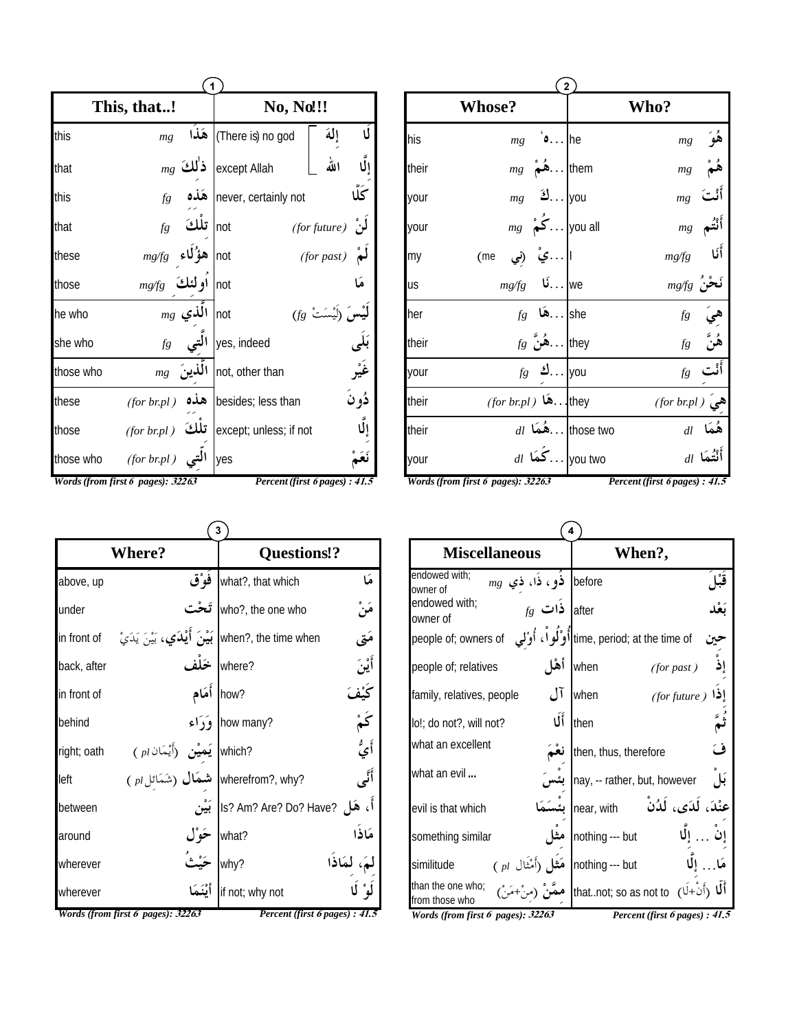## 1

| This, that..! | | | No, No!!! | | |
|---|---|---|---|---|---|
| this | mg | هَذَا | (There is) no god | | لَا إِلَهَ |
| that | mg | ذَٰلِكَ | except Allah | | إِلَّا الله |
| this | fg | هَذِهِ | never, certainly not | | كَلَّا |
| that | fg | تِلْكَ | not | (for future) | لَنْ |
| these | mg/fg | هَؤُلَاءِ | not | (for past) | لَمْ |
| those | mg/fg | أُولَئِكَ | not | | مَا |
| he who | mg | الَّذِي | not | (لَيْسَتْ fg) | لَيْسَ |
| she who | fg | الَّتِي | yes, indeed | | بَلَى |
| those who | mg | الَّذِينَ | not, other than | | غَيْر |
| these | (for br.pl) | هذه | besides; less than | | دُونَ |
| those | (for br.pl) | تِلْكَ | except; unless; if not | | إِلَّا |
| those who | (for br.pl) | الَّتِي | yes | | نَعَمْ |

*Words (from first 6 pages): 32263* *Percent (first 6 pages) : 41.5*

## 2

| Whose? | | | Who? | | |
|---|---|---|---|---|---|
| his | mg | ...هُ | he | mg | هُوَ |
| their | mg | ...هُمْ | them | mg | هُمْ |
| your | mg | ...كَ | you | mg | أَنْتَ |
| your | mg | ...كُمْ | you all | mg | أَنْتُم |
| my | (me نِي) | ...يْ | I | mg/fg | أَنَا |
| us | mg/fg | ...نَا | we | mg/fg | نَحْنُ |
| her | fg | ...هَا | she | fg | هِيَ |
| their | fg | ...هُنَّ | they | fg | هُنَّ |
| your | fg | ...كِ | you | fg | أَنْتِ |
| their | (for br.pl) | ...هَا | they | (for br.pl) | هِيَ |
| their | dl | ...هُمَا | those two | dl | هُمَا |
| your | dl | ...كُمَا | you two | dl | أَنْتُمَا |

*Words (from first 6 pages): 32263* *Percent (first 6 pages) : 41.5*

## 3

| Where? | | Questions!? | |
|---|---|---|---|
| above, up | فَوْق | what?, that which | مَا |
| under | تَحْت | who?, the one who | مَنْ |
| in front of | بَيْنَ أَيْدَي، بَيْنَ يَدَيْ | when?, the time when | مَتَى |
| back, after | خَلْف | where? | أَيْنَ |
| in front of | أَمَام | how? | كَيْفَ |
| behind | وَرَاء | how many? | كَمْ |
| right; oath | يَمِيْن (أَيْمَان pl) | which? | أَيُّ |
| left | شِمَال (شَمَائِل pl) | wherefrom?, why? | أَنَّى |
| between | بَيْن | Is? Am? Are? Do? Have? | أَ، هَل |
| around | حَوْل | what? | مَاذَا |
| wherever | حَيْثُ | why? | لِمَ، لِمَاذَا |
| wherever | أَيْنَمَا | if not; why not | لَوْ لَا |

*Words (from first 6 pages): 32263* *Percent (first 6 pages) : 41.5*

## 4

| Miscellaneous | | When?, | |
|---|---|---|---|
| endowed with; owner of | mg ذُو، ذَا، ذِي | before | قَبْلَ |
| endowed with; owner of | fg ذَات | after | بَعْد |
| people of; owners of | أُوْلُوا، أُوْلِي | time, period; at the time of | حِين |
| people of; relatives | أَهْل | when (for past) | إِذْ |
| family, relatives, people | آل | when (for future) | إِذَا |
| lo!; do not?, will not? | أَلَا | then | ثُمَّ |
| what an excellent | نِعْمَ | then, thus, therefore | فَ |
| what an evil ... | بِئْسَ | nay, -- rather, but, however | بَلْ |
| evil is that which | بِئْسَمَا | near, with | عِنْدَ، لَدَى، لَدُنْ |
| something similar | مِثْل | nothing --- but | إِنْ ... إِلَّا |
| similitude | مَثَل (أَمْثَال pl) | nothing --- but | مَا... إِلَّا |
| than the one who; from those who | مِمَّنْ (مِنْ+مَنْ) | that..not; so as not to | أَلَّا (أَنْ+لَا) |

*Words (from first 6 pages): 32263* *Percent (first 6 pages) : 41.5*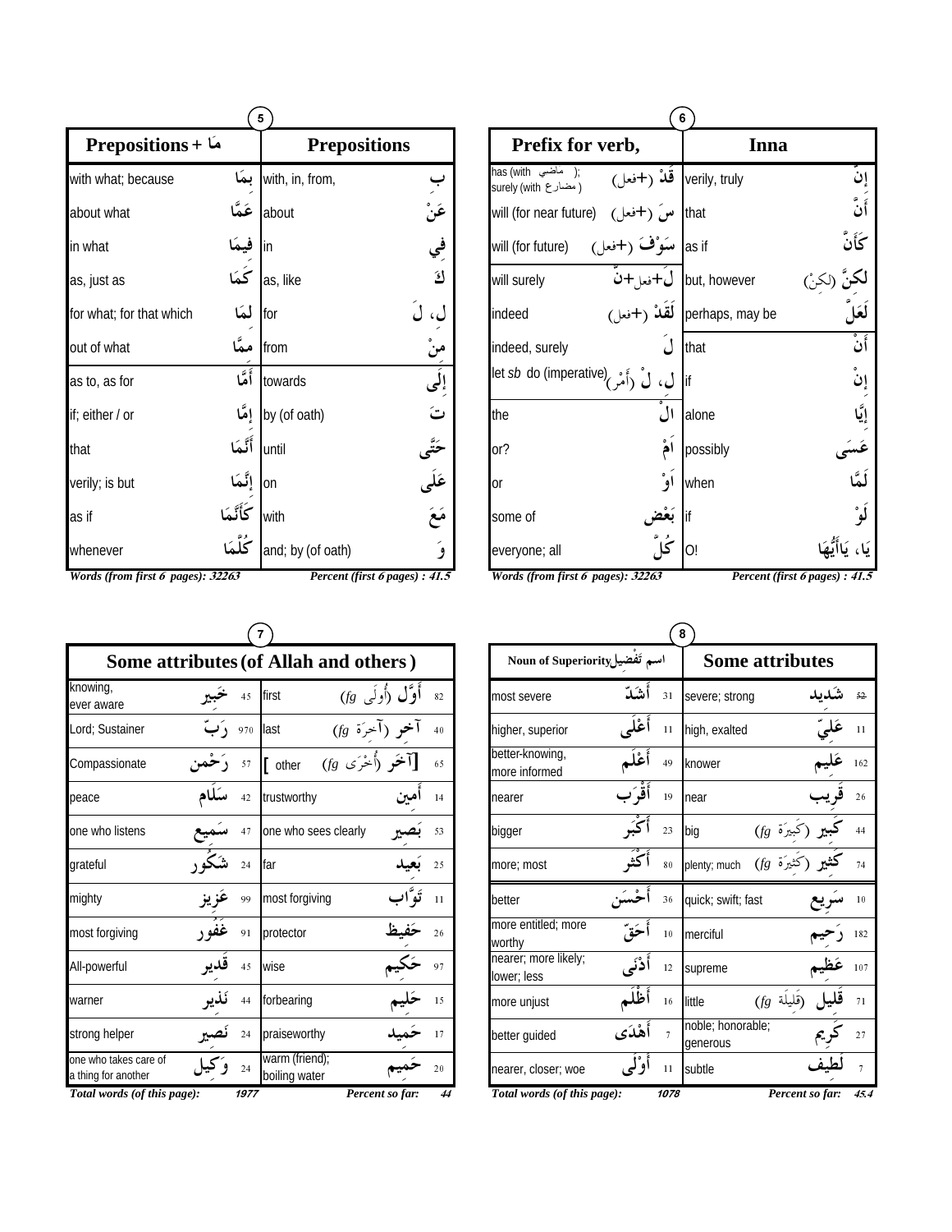## 5

| Prepositions + مَا | | Prepositions | |
|---|---|---|---|
| with what; because | بِمَا | with, in, from, | بِ |
| about what | عَمَّا | about | عَنْ |
| in what | فِيمَا | in | فِي |
| as, just as | كَمَا | as, like | كَ |
| for what; for that which | لِمَا | for | لِ، لَ |
| out of what | مِمَّا | from | مِنْ |
| as to, as for | أَمَّا | towards | إِلَى |
| if; either / or | إِمَّا | by (of oath) | تَ |
| that | أَنَّمَا | until | حَتَّى |
| verily; is but | إِنَّمَا | on | عَلَى |
| as if | كَأَنَّمَا | with | مَعَ |
| whenever | كُلَّمَا | and; by (of oath) | وَ |

*Words (from first 6 pages): 32263* *Percent (first 6 pages) : 41.5*

## 6

| Prefix for verb, | | Inna | |
|---|---|---|---|
| has (with ماضي); surely (with مضارع) | قَدْ (+فعل) | verily, truly | إِنَّ |
| will (for near future) | سَ (+فعل) | that | أَنَّ |
| will (for future) | سَوْفَ (+فعل) | as if | كَأَنَّ |
| will surely | لَ+فعل+نَّ | but, however | لٰكِنَّ (لٰكِنْ) |
| indeed | لَقَدْ (+فعل) | perhaps, may be | لَعَلَّ |
| indeed, surely | لَ | that | أَنْ |
| let *sb* do (imperative) | لِ، لْ (أَمْر) | if | إِنْ |
| the | الْ | alone | إِيَّا |
| or? | اَمْ | possibly | عَسَى |
| or | اَوْ | when | لَمَّا |
| some of | بَعْض | if | لَوْ |
| everyone; all | كُلّ | O! | يَا، يَاأَيُّهَا |

*Words (from first 6 pages): 32263* *Percent (first 6 pages) : 41.5*

## 7

**Some attributes (of Allah and others)**

| | | | | | |
|---|---|---|---|---|---|
| knowing, ever aware | خَبِير | 45 | first | أَوَّل (أُولَى *fg*) | 82 |
| Lord; Sustainer | رَبّ | 970 | last | آخِر (آخِرَة *fg*) | 40 |
| Compassionate | رَحْمٰن | 57 | [ other | [آخَر (أُخْرَى *fg*) | 65 |
| peace | سَلَام | 42 | trustworthy | أَمِين | 14 |
| one who listens | سَمِيع | 47 | one who sees clearly | بَصِير | 53 |
| grateful | شَكُور | 24 | far | بَعِيد | 25 |
| mighty | عَزِيز | 99 | most forgiving | تَوَّاب | 11 |
| most forgiving | غَفُور | 91 | protector | حَفِيظ | 26 |
| All-powerful | قَدِير | 45 | wise | حَكِيم | 97 |
| warner | نَذِير | 44 | forbearing | حَلِيم | 15 |
| strong helper | نَصِير | 24 | praiseworthy | حَمِيد | 17 |
| one who takes care of a thing for another | وَكِيل | 24 | warm (friend); boiling water | حَمِيم | 20 |

*Total words (of this page): 1977* *Percent so far: 44*

## 8

| Noun of Superiority اسم تَفْضِيل | | | Some attributes | | |
|---|---|---|---|---|---|
| most severe | أَشَدّ | 31 | severe; strong | شَدِيد | 52 |
| higher, superior | أَعْلَى | 11 | high, exalted | عَلِيّ | 11 |
| better-knowing, more informed | أَعْلَم | 49 | knower | عَلِيم | 162 |
| nearer | أَقْرَب | 19 | near | قَرِيب | 26 |
| bigger | أَكْبَر | 23 | big | كَبِير (كَبِيرَة *fg*) | 44 |
| more; most | أَكْثَر | 80 | plenty; much | كَثِير (كَثِيرَة *fg*) | 74 |
| better | أَحْسَن | 36 | quick; swift; fast | سَرِيع | 10 |
| more entitled; more worthy | أَحَقّ | 10 | merciful | رَحِيم | 182 |
| nearer; more likely; lower; less | أَدْنَى | 12 | supreme | عَظِيم | 107 |
| more unjust | أَظْلَم | 16 | little | قَلِيل (قَلِيلَة *fg*) | 71 |
| better guided | أَهْدَى | 7 | noble; honorable; generous | كَرِيم | 27 |
| nearer, closer; woe | أَوْلَى | 11 | subtle | لَطِيف | 7 |

*Total words (of this page): 1078* *Percent so far: 45.4*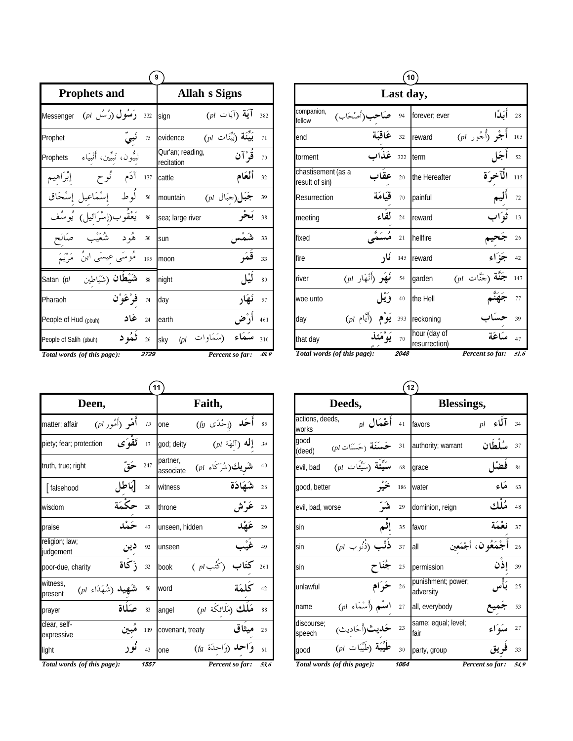## (9)

| Prophets and | | | Allah s Signs | | |
|---|---|---|---|---|---|
| Messenger | رَسُول (رُسُل *pl*) | 332 | sign | آيَة (آيَات *pl*) | 382 |
| Prophet | نَبِيّ | 75 | evidence | بَيِّنَة (بَيِّنَات *pl*) | 71 |
| Prophets | نَبِيُّون، نَبِيِّين، أَنْبِيَاء | | Qur'an; reading, recitation | قُرْآن | 70 |
| إِبْرَاهِيم نُوح آدَم | | 137 | cattle | أَنْعَام | 32 |
| إِسْحَاق إِسْمَاعِيل لُوط | | 56 | mountain | جَبَل(جِبَال *pl*) | 39 |
| يُوسُف يَعْقُوب(إِسْرَائِيل) | | 86 | sea; large river | بَحْر | 38 |
| صَالِح شُعَيْب هُود | | 30 | sun | شَمْس | 33 |
| مَرْيَم مُوسَى عِيسَى ابنُ | | 195 | moon | قَمَر | 33 |
| Satan (*pl* | شَيْطَان (شَيَاطِين | 88 | night | لَيْل | 80 |
| Pharaoh | فِرْعَوْن | 74 | day | نَهَار | 57 |
| People of Hud (pbuh) | عَاد | 24 | earth | أَرْض | 461 |
| People of Salih (pbuh) | ثَمُود | 26 | sky (*pl* | سَمَاء (سَمَاوَات | 310 |

***Total words (of this page):*** ***2729*** ***Percent so far:*** ***48.9***

## (10)

| Last day, | | | | | |
|---|---|---|---|---|---|
| companion, fellow | صَاحِب(أَصْحَاب) | 94 | forever; ever | أَبَدًا | 28 |
| end | عَاقِبَة | 32 | reward | أَجْر (أُجُور *pl*) | 105 |
| torment | عَذَاب | 322 | term | أَجَل | 52 |
| chastisement (as a result of sin) | عِقَاب | 20 | the Hereafter | الْآخِرَة | 115 |
| Resurrection | قِيَامَة | 70 | painful | أَلِيم | 72 |
| meeting | لِقَاء | 24 | reward | ثَوَاب | 13 |
| fixed | مُسَمًّى | 21 | hellfire | جَحِيم | 26 |
| fire | نَار | 145 | reward | جَزَاء | 42 |
| river | نَهَر (أَنْهَار *pl*) | 54 | garden | جَنَّة (جَنَّات *pl*) | 147 |
| woe unto | وَيْل | 40 | the Hell | جَهَنَّم | 77 |
| day | يَوْم (أَيَّام *pl*) | 393 | reckoning | حِسَاب | 39 |
| that day | يَوْمَئِذ | 70 | hour (day of resurrection) | سَاعَة | 47 |

***Total words (of this page):*** ***2048*** ***Percent so far:*** ***51.6***

## (11)

| Deen, | | | Faith, | | |
|---|---|---|---|---|---|
| matter; affair | أَمْر (أُمُور *pl*) | 13 | one | أَحَد (إِحْدَى *fg*) | 85 |
| piety; fear; protection | تَقْوَى | 17 | god; deity | إِله (آلِهَة *pl*) | 34 |
| truth, true; right | حَقّ | 247 | partner, associate | شَرِيك(شُرَكَاء *pl*) | 40 |
| [ falsehood | بَاطِل | 26 | witness | شَهَادَة | 26 |
| wisdom | حِكْمَة | 20 | throne | عَرْش | 26 |
| praise | حَمْد | 43 | unseen, hidden | عَهْد | 29 |
| religion; law; judgement | دِين | 92 | unseen | غَيْب | 49 |
| poor-due, charity | زَكَاة | 32 | book | كِتَاب (كُتُب *pl* ) | 261 |
| witness, present | شَهِيد (شُهَدَاء *pl*) | 56 | word | كَلِمَة | 42 |
| prayer | صَلَاة | 83 | angel | مَلَك (مَلَائِكَة *pl*) | 88 |
| clear, self-expressive | مُبِين | 119 | covenant, treaty | مِيثَاق | 25 |
| light | نُور | 43 | one | وَاحِد (وَاحِدَة *fg*) | 61 |

***Total words (of this page):*** ***1557*** ***Percent so far:*** ***53.6***

## (12)

| Deeds, | | | Blessings, | | |
|---|---|---|---|---|---|
| actions, deeds, works | أَعْمَال *pl* | 41 | favors | آلَاء *pl* | 34 |
| good (deed) | حَسَنَة (حَسَنَات *pl*) | 31 | authority; warrant | سُلْطَان | 37 |
| evil, bad | سَيِّئَة (سَيِّئَات *pl*) | 68 | grace | فَضْل | 84 |
| good, better | خَيْر | 186 | water | مَاء | 63 |
| evil, bad, worse | شَرّ | 29 | dominion, reign | مُلْك | 48 |
| sin | إِثْم | 35 | favor | نِعْمَة | 37 |
| sin | ذَنْب (ذُنُوب *pl*) | 37 | all | أَجْمَعُون، أَجْمَعِين | 26 |
| sin | جُنَاح | 25 | permission | إِذْن | 39 |
| unlawful | حَرَام | 26 | punishment; power; adversity | بَأْس | 25 |
| name | اسْم (أَسْمَاء *pl*) | 27 | all, everybody | جَمِيع | 53 |
| discourse; speech | حَدِيث(أَحَادِيث) | 23 | same; equal; level; fair | سَوَاء | 27 |
| good | طَيِّبَة (طَيِّبَات *pl*) | 30 | party, group | فَرِيق | 33 |

***Total words (of this page):*** ***1064*** ***Percent so far:*** ***54.9***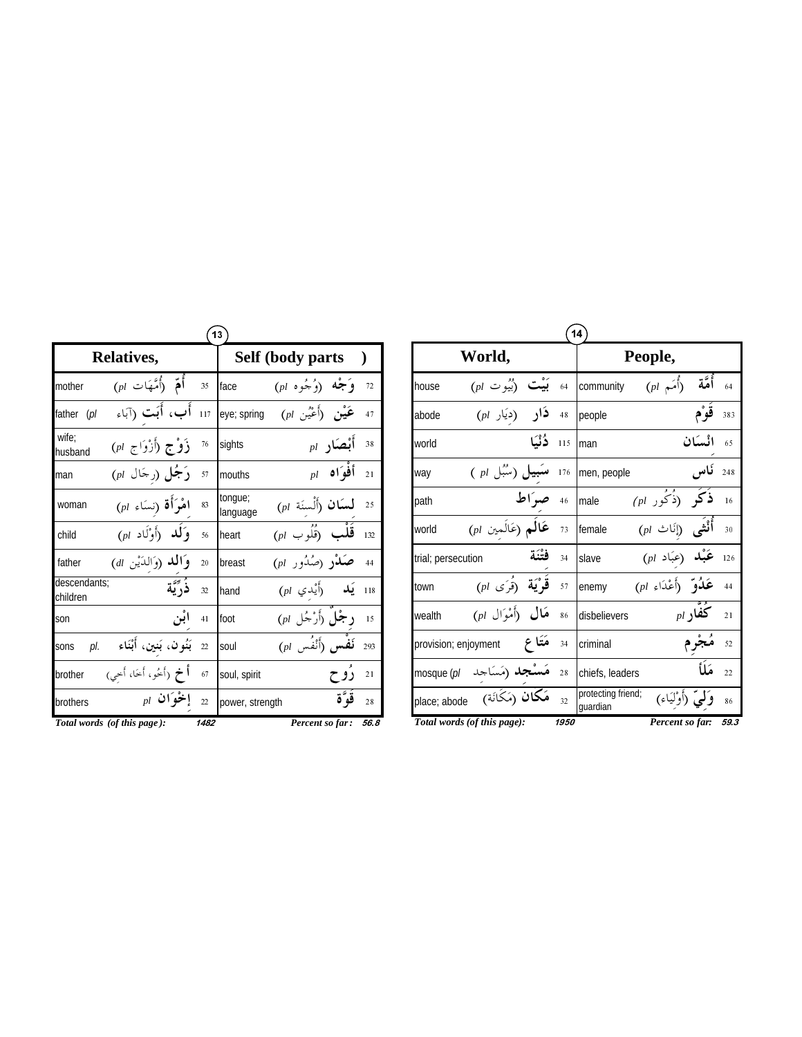## Relatives, | Self (body parts)

| English | Arabic | Count | English | Arabic | Count |
|---|---|---|---|---|---|
| mother | أُمّ (أُمَّهَات pl) | 35 | face | وَجْه (وُجُوه pl) | 72 |
| father (pl | أَب، أَبَت (آبَاء | 117 | eye; spring | عَيْن (أَعْيُن pl) | 47 |
| wife; husband | زَوْج (أَزْوَاج pl) | 76 | sights | أَبْصَار pl | 38 |
| man | رَجُل (رِجَال pl) | 57 | mouths | أَفْوَاه pl | 21 |
| woman | امْرَأَة (نِسَاء pl) | 83 | tongue; language | لِسَان (أَلْسِنَة pl) | 25 |
| child | وَلَد (أَوْلَاد pl) | 56 | heart | قَلْب (قُلُوب pl) | 132 |
| father | وَالِد (وَالِدَيْن dl) | 20 | breast | صَدْر (صُدُور pl) | 44 |
| descendants; children | ذُرِّيَّة | 32 | hand | يَد (أَيْدِي pl) | 118 |
| son | ابْن | 41 | foot | رِجْلٌ (أَرْجُل pl) | 15 |
| sons pl. | بَنُون، بَنِين، أَبْنَاء | 22 | soul | نَفْس (أَنْفُس pl) | 293 |
| brother | أَخ (أَخُو، أَخَا، أَخِي) | 67 | soul, spirit | رُوح | 21 |
| brothers | إِخْوَان pl | 22 | power, strength | قُوَّة | 28 |

*Total words (of this page):* **1482** *Percent so far:* **56.8**

## World, | People,

| English | Arabic | Count | English | Arabic | Count |
|---|---|---|---|---|---|
| house | بَيْت (بُيُوت pl) | 64 | community | أُمَّة (أُمَم pl) | 64 |
| abode | دَار (دِيَار pl) | 48 | people | قَوْم | 383 |
| world | دُنْيَا | 115 | man | انْسَان | 65 |
| way | سَبِيل (سُبُل pl) | 176 | men, people | نَاس | 248 |
| path | صِرَاط | 46 | male | ذَكَر (ذُكُور pl) | 16 |
| world | عَالَم (عَالَمِين pl) | 73 | female | أُنْثَى (إِنَاث pl) | 30 |
| trial; persecution | فِتْنَة | 34 | slave | عَبْد (عِبَاد pl) | 126 |
| town | قَرْيَة (قُرَى pl) | 57 | enemy | عَدُوّ (أَعْدَاء pl) | 44 |
| wealth | مَال (أَمْوَال pl) | 86 | disbelievers | كُفَّار pl | 21 |
| provision; enjoyment | مَتَاع | 34 | criminal | مُجْرِم | 52 |
| mosque (pl | مَسْجِد (مَسَاجِد | 28 | chiefs, leaders | مَلَأ | 22 |
| place; abode | مَكَان (مَكَانَة) | 32 | protecting friend; guardian | وَلِيّ (أَوْلِيَاء) | 86 |

*Total words (of this page):* **1950** *Percent so far:* **59.3**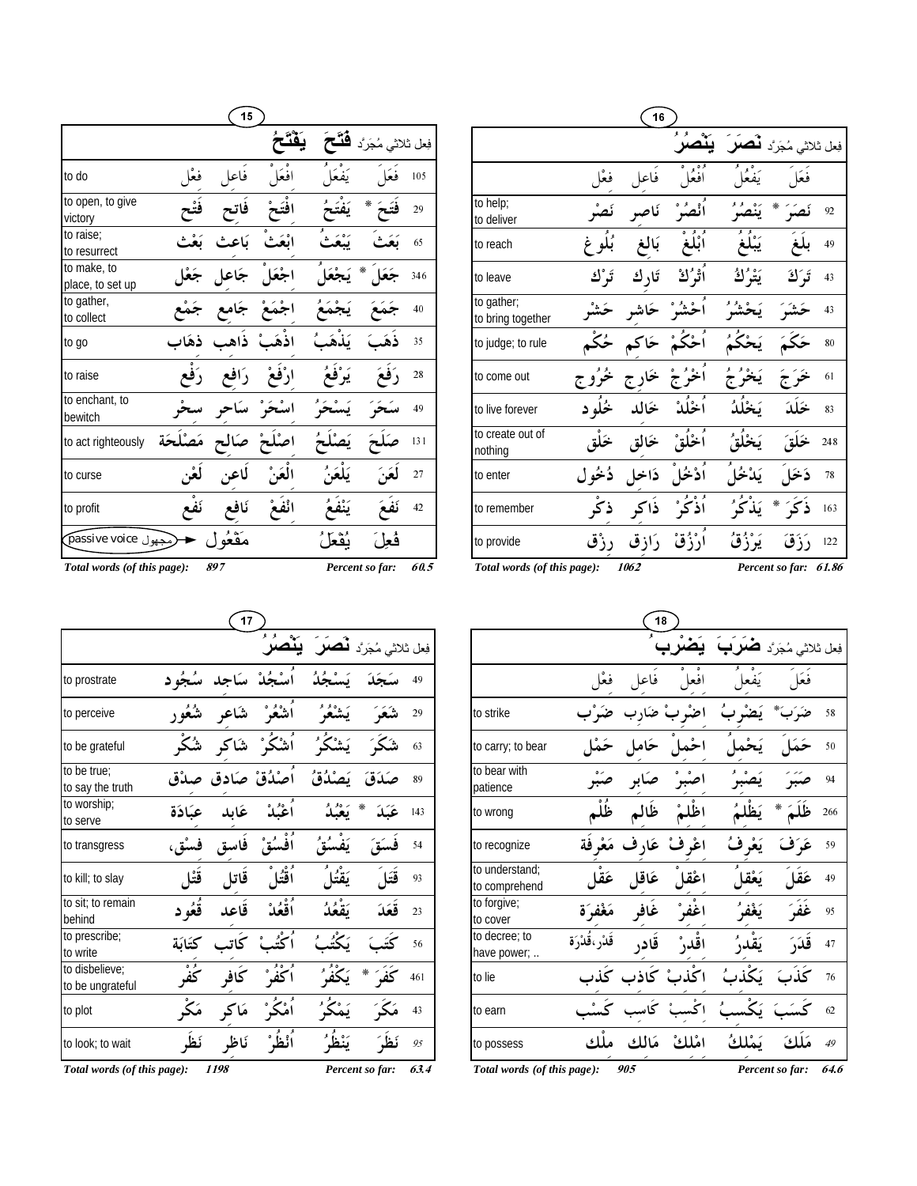## 15

فِعل ثلاثي مُجَرَّد **فَتَحَ يَفْتَحُ**

| | | | | | | |
|---|---|---|---|---|---|---|
| to do | فِعْل | فَاعِل | اِفْعَلْ | يَفْعَلُ | فَعَلَ | 105 |
| to open, to give victory | فَتْح | فَاتِح | اِفْتَحْ | يَفْتَحُ | فَتَحَ * | 29 |
| to raise; to resurrect | بَعْث | بَاعِث | اِبْعَثْ | يَبْعَثُ | بَعَثَ | 65 |
| to make, to place, to set up | جَعْل | جَاعِل | اِجْعَلْ | يَجْعَلُ | جَعَلَ * | 346 |
| to gather, to collect | جَمْع | جَامِع | اِجْمَعْ | يَجْمَعُ | جَمَعَ | 40 |
| to go | ذَهَاب | ذَاهِب | اِذْهَبْ | يَذْهَبُ | ذَهَبَ | 35 |
| to raise | رَفْع | رَافِع | اِرْفَعْ | يَرْفَعُ | رَفَعَ | 28 |
| to enchant, to bewitch | سِحْر | سَاحِر | اِسْحَرْ | يَسْحَرُ | سَحَرَ | 49 |
| to act righteously | مَصْلَحَة | صَالِح | اِصْلَحْ | يَصْلَحُ | صَلَحَ | 131 |
| to curse | لَعْن | لَاعِن | اِلْعَنْ | يَلْعَنُ | لَعَنَ | 27 |
| to profit | نَفْع | نَافِع | اِنْفَعْ | يَنْفَعُ | نَفَعَ | 42 |
| passive voice مجهول | مَفْعُول | | | يُفْعَلُ | فُعِلَ | |

*Total words (of this page):* **897** *Percent so far:* **60.5**

## 16

فِعل ثلاثي مُجَرَّد **نَصَرَ يَنْصُرُ**

| | | | | | | |
|---|---|---|---|---|---|---|
| | فِعْل | فَاعِل | اُفْعُلْ | يَفْعُلُ | فَعَلَ | |
| to help; to deliver | نَصْر | نَاصِر | اُنْصُرْ | يَنْصُرُ | نَصَرَ * | 92 |
| to reach | بُلُوغ | بَالِغ | اُبْلُغْ | يَبْلُغُ | بَلَغَ | 49 |
| to leave | تَرْك | تَارِك | اُتْرُكْ | يَتْرُكُ | تَرَكَ | 43 |
| to gather; to bring together | حَشْر | حَاشِر | اُحْشُرْ | يَحْشُرُ | حَشَرَ | 43 |
| to judge; to rule | حُكْم | حَاكِم | اُحْكُمْ | يَحْكُمُ | حَكَمَ | 80 |
| to come out | خُرُوج | خَارِج | اُخْرُجْ | يَخْرُجُ | خَرَجَ | 61 |
| to live forever | خُلُود | خَالِد | اُخْلُدْ | يَخْلُدُ | خَلَدَ | 83 |
| to create out of nothing | خَلْق | خَالِق | اُخْلُقْ | يَخْلُقُ | خَلَقَ | 248 |
| to enter | دُخُول | دَاخِل | اُدْخُلْ | يَدْخُلُ | دَخَلَ | 78 |
| to remember | ذِكْر | ذَاكِر | اُذْكُرْ | يَذْكُرُ | ذَكَرَ * | 163 |
| to provide | رِزْق | رَازِق | اُرْزُقْ | يَرْزُقُ | رَزَقَ | 122 |

*Total words (of this page):* **1062** *Percent so far:* **61.86**

## 17

فِعل ثلاثي مُجَرَّد **نَصَرَ يَنْصُرُ**

| | | | | | | |
|---|---|---|---|---|---|---|
| to prostrate | سُجُود | سَاجِد | اُسْجُدْ | يَسْجُدُ | سَجَدَ | 49 |
| to perceive | شُعُور | شَاعِر | اُشْعُرْ | يَشْعُرُ | شَعَرَ | 29 |
| to be grateful | شُكْر | شَاكِر | اُشْكُرْ | يَشْكُرُ | شَكَرَ | 63 |
| to be true; to say the truth | صِدْق | صَادِق | اُصْدُقْ | يَصْدُقُ | صَدَقَ | 89 |
| to worship; to serve | عِبَادَة | عَابِد | اُعْبُدْ | يَعْبُدُ | عَبَدَ * | 143 |
| to transgress | فِسْق، | فَاسِق | اُفْسُقْ | يَفْسُقُ | فَسَقَ | 54 |
| to kill; to slay | قَتْل | قَاتِل | اُقْتُلْ | يَقْتُلُ | قَتَلَ | 93 |
| to sit; to remain behind | قُعُود | قَاعِد | اُقْعُدْ | يَقْعُدُ | قَعَدَ | 23 |
| to prescribe; to write | كِتَابَة | كَاتِب | اُكْتُبْ | يَكْتُبُ | كَتَبَ | 56 |
| to disbelieve; to be ungrateful | كُفْر | كَافِر | اُكْفُرْ | يَكْفُرُ | كَفَرَ * | 461 |
| to plot | مَكْر | مَاكِر | اُمْكُرْ | يَمْكُرُ | مَكَرَ | 43 |
| to look; to wait | نَظَر | نَاظِر | اُنْظُرْ | يَنْظُرُ | نَظَرَ | 95 |

*Total words (of this page):* **1198** *Percent so far:* **63.4**

## 18

فِعل ثلاثي مُجَرَّد **ضَرَبَ يَضْرِبُ**

| | | | | | | |
|---|---|---|---|---|---|---|
| | فِعْل | فَاعِل | اِفْعِلْ | يَفْعِلُ | فَعَلَ | |
| to strike | ضَرْب | ضَارِب | اِضْرِبْ | يَضْرِبُ | ضَرَبَ* | 58 |
| to carry; to bear | حَمْل | حَامِل | اِحْمِلْ | يَحْمِلُ | حَمَلَ | 50 |
| to bear with patience | صَبْر | صَابِر | اِصْبِرْ | يَصْبِرُ | صَبَرَ | 94 |
| to wrong | ظُلْم | ظَالِم | اِظْلِمْ | يَظْلِمُ | ظَلَمَ * | 266 |
| to recognize | مَعْرِفَة | عَارِف | اِعْرِفْ | يَعْرِفُ | عَرَفَ | 59 |
| to understand; to comprehend | عَقْل | عَاقِل | اِعْقِلْ | يَعْقِلُ | عَقَلَ | 49 |
| to forgive; to cover | مَغْفِرَة | غَافِر | اِغْفِرْ | يَغْفِرُ | غَفَرَ | 95 |
| to decree; to have power; .. | قَدْر،قُدْرَة | قَادِر | اِقْدِرْ | يَقْدِرُ | قَدَرَ | 47 |
| to lie | كَذِب | كَاذِب | اِكْذِبْ | يَكْذِبُ | كَذَبَ | 76 |
| to earn | كَسْب | كَاسِب | اِكْسِبْ | يَكْسِبُ | كَسَبَ | 62 |
| to possess | مِلْك | مَالِك | اِمْلِكْ | يَمْلِكُ | مَلَكَ | 49 |

*Total words (of this page):* **905** *Percent so far:* **64.6**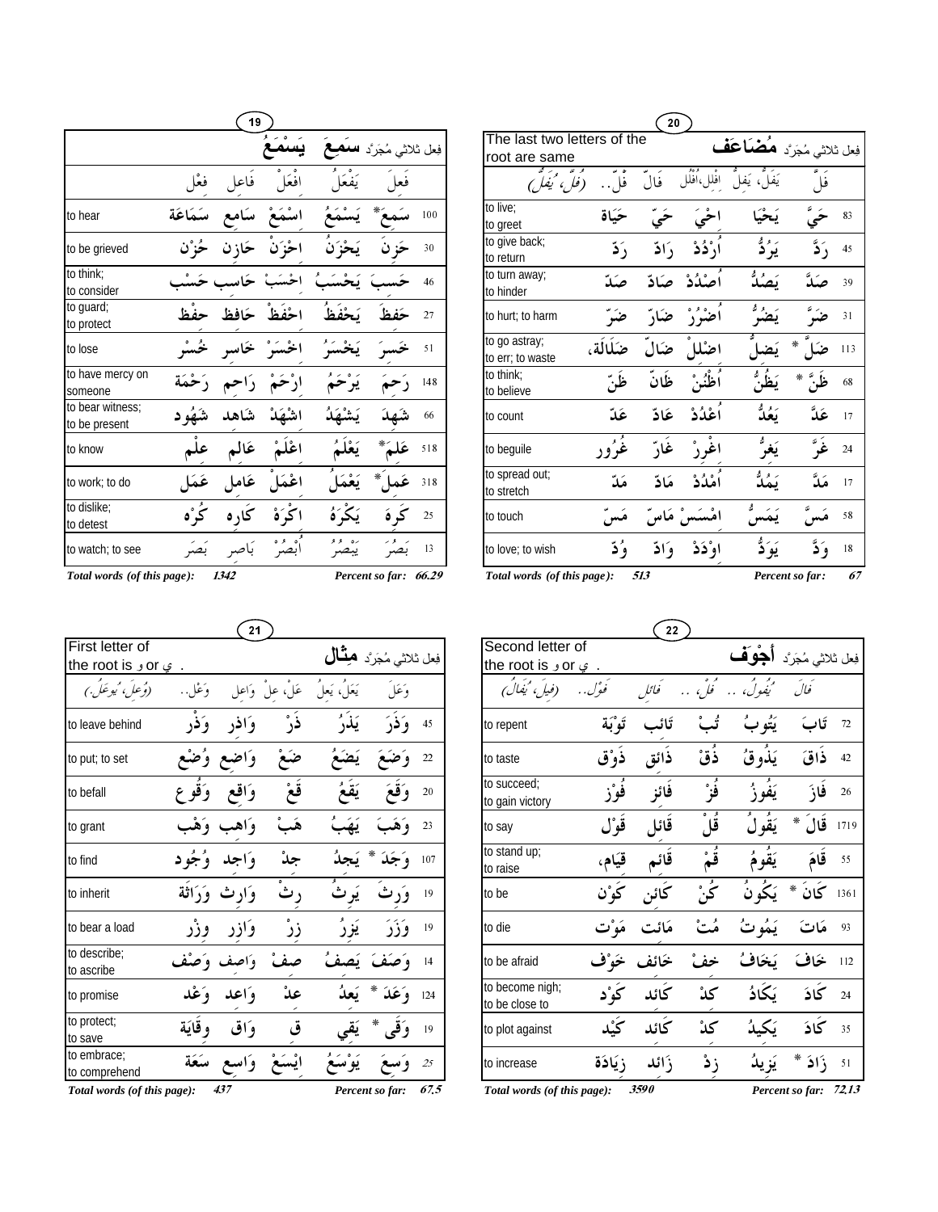## فِعل ثلاثي مُجَرَّد سَمِعَ يَسْمَعُ

| | فعْل | فَاعِل | افْعَلْ | يَفْعَلُ | فَعِلَ | |
|---|---|---|---|---|---|---|
| to hear | سَمَاعَة | سَامِع | اسْمَعْ | يَسْمَعُ | سَمِعَ* | 100 |
| to be grieved | حُزْن | حَازِن | احْزَنْ | يَحْزَنُ | حَزِنَ | 30 |
| to think; to consider | حَسْب | حَاسِب | احْسَبْ | يَحْسَبُ | حَسِبَ | 46 |
| to guard; to protect | حِفْظ | حَافِظ | احْفَظْ | يَحْفَظُ | حَفِظَ | 27 |
| to lose | خُسْر | خَاسِر | اخْسَرْ | يَخْسَرُ | خَسِرَ | 51 |
| to have mercy on someone | رَحْمَة | رَاحِم | ارْحَمْ | يَرْحَمُ | رَحِمَ | 148 |
| to bear witness; to be present | شُهُود | شَاهِد | اشْهَدْ | يَشْهَدُ | شَهِدَ | 66 |
| to know | عِلْم | عَالِم | اعْلَمْ | يَعْلَمُ | عَلِمَ* | 518 |
| to work; to do | عَمَل | عَامِل | اعْمَلْ | يَعْمَلُ | عَمِلَ* | 318 |
| to dislike; to detest | كُرْه | كَارِه | اكْرَهْ | يَكْرَهُ | كَرِهَ | 25 |
| to watch; to see | بَصَر | بَاصِر | اُبْصُرْ | يَبْصُرُ | بَصُرَ | 13 |

*Total words (of this page):* **1342** *Percent so far:* **66.29**

## فِعل ثلاثي مُجَرَّد مُضَاعَف

The last two letters of the root are same

| | فُلّ.. (فُلَّ، يُفَلُّ) | فَالّ | افْلِل،افْلُل | يَفَلُّ، يَفِلُّ | فَلَّ | |
|---|---|---|---|---|---|---|
| to live; to greet | حَيَاة | حَيّ | احْيَ | يَحْيَا | حَيَّ | 83 |
| to give back; to return | رَدّ | رَادّ | اُرْدُدْ | يَرُدُّ | رَدَّ | 45 |
| to turn away; to hinder | صَدّ | صَادّ | اُصْدُدْ | يَصُدُّ | صَدَّ | 39 |
| to hurt; to harm | ضَرّ | ضَارّ | اُضْرُرْ | يَضُرُّ | ضَرَّ | 31 |
| to go astray; to err; to waste | ضَلَالَة، | ضَالّ | اضْلِلْ | يَضِلُّ | ضَلَّ* | 113 |
| to think; to believe | ظَنّ | ظَانّ | اُظْنُنْ | يَظُنُّ | ظَنَّ* | 68 |
| to count | عَدّ | عَادّ | اُعْدُدْ | يَعُدُّ | عَدَّ | 17 |
| to beguile | غُرُور | غَارّ | اغْرِرْ | يَغُرُّ | غَرَّ | 24 |
| to spread out; to stretch | مَدّ | مَادّ | اُمْدُدْ | يَمُدُّ | مَدَّ | 17 |
| to touch | مَسّ | مَاسّ | امْسَسْ | يَمَسُّ | مَسَّ | 58 |
| to love; to wish | وُدّ | وَادّ | اوْدَدْ | يَوَدُّ | وَدَّ | 18 |

*Total words (of this page):* **513** *Percent so far:* **67**

## فِعل ثلاثي مُجَرَّد مِثَال

First letter of the root is و or ي .

| | وَعْل.. (وُعِلَ، يُوعَلُ.) | وَاعِل | عَلْ، عِلْ | يَعَلُ، يَعِلُ | وَعَلَ | |
|---|---|---|---|---|---|---|
| to leave behind | وَذْر | وَاذِر | ذَرْ | يَذَرُ | وَذَرَ | 45 |
| to put; to set | وُضْع | وَاضِع | ضَعْ | يَضَعُ | وَضَعَ | 22 |
| to befall | وُقُوع | وَاقِع | قَعْ | يَقَعُ | وَقَعَ | 20 |
| to grant | وَهْب | وَاهِب | هَبْ | يَهَبُ | وَهَبَ | 23 |
| to find | وُجُود | وَاجِد | جِدْ | يَجِدُ | وَجَدَ* | 107 |
| to inherit | وَرَاثَة | وَارِث | رِثْ | يَرِثُ | وَرِثَ | 19 |
| to bear a load | وِزْر | وَازِر | زِرْ | يَزِرُ | وَزَرَ | 19 |
| to describe; to ascribe | وَصْف | وَاصِف | صِفْ | يَصِفُ | وَصَفَ | 14 |
| to promise | وَعْد | وَاعِد | عِدْ | يَعِدُ | وَعَدَ* | 124 |
| to protect; to save | وِقَايَة | وَاقٍ | قِ | يَقِي | وَقَى* | 19 |
| to embrace; to comprehend | سَعَة | وَاسِع | اِيْسَعْ | يَوْسَعُ | وَسِعَ | 25 |

*Total words (of this page):* **437** *Percent so far:* **67.5**

## فِعل ثلاثي مُجَرَّد أَجْوَف

Second letter of the root is و or ي .

| | فَعْل.. (فِيلَ، يُقَالُ) | فَائِل | فُلْ.. | يُفُولُ.. | فَالَ | |
|---|---|---|---|---|---|---|
| to repent | تَوْبَة | تَائِب | تُبْ | يَتُوبُ | تَابَ | 72 |
| to taste | ذَوْق | ذَائِق | ذُقْ | يَذُوقُ | ذَاقَ | 42 |
| to succeed; to gain victory | فَوْز | فَائِز | فُزْ | يَفُوزُ | فَازَ | 26 |
| to say | قَوْل | قَائِل | قُلْ | يَقُولُ | قَالَ* | 1719 |
| to stand up; to raise | قِيَام، | قَائِم | قُمْ | يَقُومُ | قَامَ | 55 |
| to be | كَوْن | كَائِن | كُنْ | يَكُونُ | كَانَ* | 1361 |
| to die | مَوْت | مَائِت | مُتْ | يَمُوتُ | مَاتَ | 93 |
| to be afraid | خَوْف | خَائِف | خِفْ | يَخَافُ | خَافَ | 112 |
| to become nigh; to be close to | كَوْد | كَائِد | كِدْ | يَكَادُ | كَادَ | 24 |
| to plot against | كَيْد | كَائِد | كِدْ | يَكِيدُ | كَادَ | 35 |
| to increase | زِيَادَة | زَائِد | زِدْ | يَزِيدُ | زَادَ* | 51 |

*Total words (of this page):* **3590** *Percent so far:* **72.13**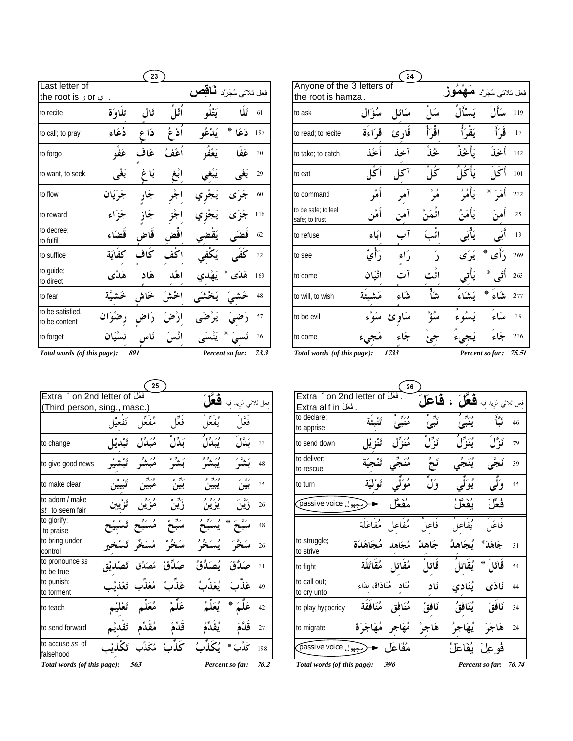## 23

| Last letter of the root is و or ي . | | | | | فِعل ثلاثي مُجَرَّد نَاقِص | |
|---|---|---|---|---|---|---|
| to recite | تِلَاوَة | تَالٍ | اُتْلُ | يَتْلُو | تَلَا | 61 |
| to call; to pray | دُعَاء | دَاعٍ | اُدْعُ | يَدْعُو | دَعَا * | 197 |
| to forgo | عَفْو | عَافٍ | اُعْفُ | يَعْفُو | عَفَا | 30 |
| to want, to seek | بَغْي | بَاغٍ | اِبْغِ | يَبْغِي | بَغَى | 29 |
| to flow | جَرَيَان | جَارٍ | اِجْرِ | يَجْرِي | جَرَى | 60 |
| to reward | جَزَاء | جَازٍ | اِجْزِ | يَجْزِي | جَزَى | 116 |
| to decree; to fulfil | قَضَاء | قَاضٍ | اِقْضِ | يَقْضِي | قَضَى | 62 |
| to suffice | كِفَايَة | كَافٍ | اِكْفِ | يَكْفِي | كَفَى | 32 |
| to guide; to direct | هُدًى | هَادٍ | اِهْدِ | يَهْدِي | هَدَى * | 163 |
| to fear | خَشْيَة | خَاشٍ | اِخْشَ | يَخْشَى | خَشِيَ | 48 |
| to be satisfied, to be content | رِضْوَان | رَاضٍ | اِرْضَ | يَرْضَى | رَضِيَ | 57 |
| to forget | نِسْيَان | نَاسٍ | اِنْسَ | يَنْسَى | نَسِيَ * | 36 |

*Total words (of this page): 891 — Percent so far: 73.3*

## 24

| Anyone of the 3 letters of the root is hamza. | | | | | فِعل ثلاثي مُجَرَّد مَهْمُوز | |
|---|---|---|---|---|---|---|
| to ask | سُؤَال | سَائِل | سَلْ | يَسْأَلُ | سَأَلَ | 119 |
| to read; to recite | قِرَاءَة | قَارِئ | اِقْرَأْ | يَقْرَأُ | قَرَأَ | 17 |
| to take; to catch | أَخْذ | آخِذ | خُذْ | يَأْخُذُ | أَخَذَ | 142 |
| to eat | أَكْل | آكِل | كُلْ | يَأْكُلُ | أَكَلَ | 101 |
| to command | أَمْر | آمِر | مُرْ | يَأْمُرُ | أَمَرَ * | 232 |
| to be safe; to feel safe; to trust | أَمْن | آمِن | اِئْمَنْ | يَأْمَنُ | أَمِنَ | 25 |
| to refuse | اِبَاء | آبٍ | اِئْبَ | يَأْبَى | أَبَى | 13 |
| to see | رَأْيٌ | رَاءٍ | رَ | يَرَى | رَأَى * | 269 |
| to come | اِتْيَان | آتٍ | اِئْتِ | يَأْتِي | أَتَى * | 263 |
| to will, to wish | مَشِيئَة | شَاءٍ | شَأْ | يَشَاءُ | شَاءَ * | 277 |
| to be evil | سَوْء | سَاوِئ | سُؤْ | يَسُوءُ | سَاءَ | 39 |
| to come | مَجِيء | جَاءٍ | جِئْ | يَجِيءُ | جَاءَ | 236 |

*Total words (of this page): 1733 — Percent so far: 75.51*

## 25

| Extra ّ on 2nd letter of فَعَلَ (Third person, sing., masc.) | | | | | فِعل ثلاثي مَزِيد فيه فَعَّلَ | |
|---|---|---|---|---|---|---|
| | تَفْعِيل | مُفَعِّل | فَعِّل | يُفَعِّلُ | فَعَّلَ | |
| to change | تَبْدِيل | مُبَدِّل | بَدِّلْ | يُبَدِّلُ | بَدَّلَ | 33 |
| to give good news | تَبْشِير | مُبَشِّر | بَشِّرْ | يُبَشِّرُ | بَشَّرَ | 48 |
| to make clear | تَبْيِين | مُبَيِّن | بَيِّنْ | يُبَيِّنُ | بَيَّنَ | 35 |
| to adorn / make *st* to seem fair | تَزْيِين | مُزَيِّن | زَيِّنْ | يُزَيِّنُ | زَيَّنَ | 26 |
| to glorify; to praise | تَسْبِيح | مُسَبِّح | سَبِّحْ | يُسَبِّحُ | سَبَّحَ * | 48 |
| to bring under control | تَسْخِير | مُسَخِّر | سَخِّرْ | يُسَخِّرُ | سَخَّرَ | 26 |
| to pronounce *ss* to be true | تَصْدِيق | مُصَدِّق | صَدِّقْ | يُصَدِّقُ | صَدَّقَ | 31 |
| to punish; to torment | تَعْذِيب | مُعَذِّب | عَذِّبْ | يُعَذِّبُ | عَذَّبَ | 49 |
| to teach | تَعْلِيم | مُعَلِّم | عَلِّمْ | يُعَلِّمُ | عَلَّمَ * | 42 |
| to send forward | تَقْدِيم | مُقَدِّم | قَدِّمْ | يُقَدِّمُ | قَدَّمَ | 27 |
| to accuse *ss* of falsehood | تَكْذِيب | مُكَذِّب | كَذِّبْ | يُكَذِّبُ | كَذَّبَ * | 198 |

*Total words (of this page): 563 — Percent so far: 76.2*

## 26

| Extra ّ on 2nd letter of فَعَلَ . Extra alif in فَعَلَ . | | | | | فِعل ثلاثي مَزِيد فيه فَعَّلَ ، فَاعَلَ | |
|---|---|---|---|---|---|---|
| to declare; to apprise | تَنْبِئَة | مُنَبِّئ | نَبِّئْ | يُنَبِّئُ | نَبَّأَ | 46 |
| to send down | تَنْزِيل | مُنَزِّل | نَزِّلْ | يُنَزِّلُ | نَزَّلَ | 79 |
| to deliver; to rescue | تَنْجِيَة | مُنَجِّي | نَجِّ | يُنَجِّي | نَجَّى | 39 |
| to turn | تَوْلِيَة | مُوَلِّي | وَلِّ | يُوَلِّي | وَلَّى | 45 |
| passive voice مجهول ← | | مُفَعَّل | | يُفَعَّلُ | فُعِّلَ | |
| | مُفَاعَلَة | مُفَاعِل | فَاعِلْ | يُفَاعِلُ | فَاعَلَ | |
| to struggle; to strive | مُجَاهَدَة | مُجَاهِد | جَاهِدْ | يُجَاهِدُ | جَاهَدَ * | 31 |
| to fight | مُقَاتَلَة | مُقَاتِل | قَاتِلْ | يُقَاتِلُ | قَاتَلَ * | 54 |
| to call out; to cry unto | مُنَادَاة، نِدَاء | مُنَادٍ | نَادِ | يُنَادِي | نَادَى | 44 |
| to play hypocricy | مُنَافَقَة | مُنَافِق | نَافِقْ | يُنَافِقُ | نَافَقَ | 34 |
| to migrate | مُهَاجَرَة | مُهَاجِر | هَاجِرْ | يُهَاجِرُ | هَاجَرَ | 24 |
| passive voice مجهول ← | | مُفَاعَل | | يُفَاعَلُ | فُوعِلَ | |

*Total words (of this page): 396 — Percent so far: 76.74*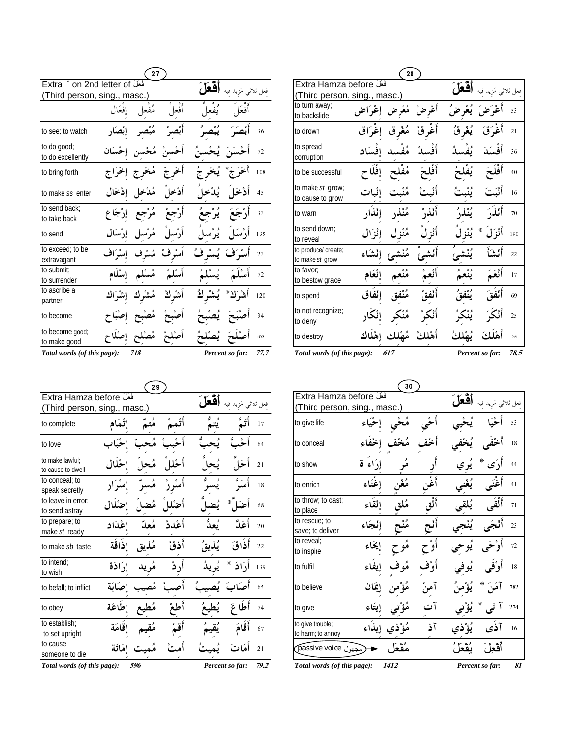## 27

| Extra ´ on 2nd letter of فعَلَ (Third person, sing., masc.) | | | | | أَفْعَلَ | فعل ثلاثي مَزِيد فيه | |
|---|---|---|---|---|---|---|---|
| | إفْعَال | مُفْعِل | أَفْعِلْ | يُفْعِلُ | أَفْعَلَ | | |
| to see; to watch | إبْصَار | مُبْصِر | أَبْصِرْ | يُبْصِرُ | أَبْصَرَ | 36 | |
| to do good; to do excellently | إحْسَان | مُحْسِن | أَحْسِنْ | يُحْسِنُ | أَحْسَنَ | 72 | |
| to bring forth | إخْرَاج | مُخْرِج | أَخْرِجْ | يُخْرِجُ | أَخْرَجَ* | 108 | |
| to make ss enter | إدْخَال | مُدْخِل | أَدْخِلْ | يُدْخِلُ | أَدْخَلَ | 45 | |
| to send back; to take back | إرْجَاع | مُرْجِع | أَرْجِعْ | يُرْجِعُ | أَرْجَعَ | 33 | |
| to send | إرْسَال | مُرْسِل | أَرْسِلْ | يُرْسِلُ | أَرْسَلَ | 135 | |
| to exceed; to be extravagant | إسْرَاف | مُسْرِف | أَسْرِفْ | يُسْرِفُ | أَسْرَفَ | 23 | |
| to submit; to surrender | إسْلَام | مُسْلِم | أَسْلِمْ | يُسْلِمُ | أَسْلَمَ | 72 | |
| to ascribe a partner | إشْرَاك | مُشْرِك | أَشْرِكْ | يُشْرِكُ | أَشْرَكَ* | 120 | |
| to become | إصْبَاح | مُصْبِح | أَصْبِحْ | يُصْبِحُ | أَصْبَحَ | 34 | |
| to become good; to make good | إصْلَاح | مُصْلِح | أَصْلِحْ | يُصْلِحُ | أَصْلَحَ | 40 | |

***Total words (of this page): 718*** — ***Percent so far: 77.7***

## 28

| Extra Hamza before فعَلَ (Third person, sing., masc.) | | | | | أَفْعَلَ | فعل ثلاثي مَزِيد فيه |
|---|---|---|---|---|---|---|
| to turn away; to backslide | إعْرَاض | مُعْرِض | أَعْرِضْ | يُعْرِضُ | أَعْرَضَ | 53 |
| to drown | إغْرَاق | مُغْرِق | أَغْرِقْ | يُغْرِقُ | أَغْرَقَ | 21 |
| to spread corruption | إفْسَاد | مُفْسِد | أَفْسِدْ | يُفْسِدُ | أَفْسَدَ | 36 |
| to be successful | إفْلَاح | مُفْلِح | أَفْلِحْ | يُفْلِحُ | أَفْلَحَ | 40 |
| to make st grow; to cause to grow | إنْبَات | مُنْبِت | أَنْبِتْ | يُنْبِتُ | أَنْبَتَ | 16 |
| to warn | إنْذَار | مُنْذِر | أَنْذِرْ | يُنْذِرُ | أَنْذَرَ | 70 |
| to send down; to reveal | إنْزَال | مُنْزِل | أَنْزِلْ | يُنْزِلُ | أَنْزَلَ * | 190 |
| to produce/ create; to make st grow | إنْشَاء | مُنْشِئ | أَنْشِئْ | يُنْشِئُ | أَنْشَأَ | 22 |
| to favor; to bestow grace | إنْعَام | مُنْعِم | أَنْعِمْ | يُنْعِمُ | أَنْعَمَ | 17 |
| to spend | إنْفَاق | مُنْفِق | أَنْفِقْ | يُنْفِقُ | أَنْفَقَ | 69 |
| to not recognize; to deny | إنْكَار | مُنْكِر | أَنْكِرْ | يُنْكِرُ | أَنْكَرَ | 25 |
| to destroy | إهْلَاك | مُهْلِك | أَهْلِكْ | يُهْلِكُ | أَهْلَكَ | 58 |

***Total words (of this page): 617*** — ***Percent so far: 78.5***

## 29

| Extra Hamza before فعَلَ (Third person, sing., masc.) | | | | | أَفْعَلَ | فعل ثلاثي مَزِيد فيه |
|---|---|---|---|---|---|---|
| to complete | إتْمَام | مُتِمّ | أَتْمِمْ | يُتِمُّ | أَتَمَّ | 17 |
| to love | إحْبَاب | مُحِبّ | أَحْبِبْ | يُحِبُّ | أَحَبَّ | 64 |
| to make lawful; to cause to dwell | إحْلَال | مُحِلّ | أَحْلِلْ | يُحِلُّ | أَحَلَّ | 21 |
| to conceal; to speak secretly | إسْرَار | مُسِرّ | أَسْرِرْ | يُسِرُّ | أَسَرَّ | 18 |
| to leave in error; to send astray | إضْلَال | مُضِلّ | أَضْلِلْ | يُضِلُّ | أَضَلَّ* | 68 |
| to prepare; to make st ready | إعْدَاد | مُعِدّ | أَعْدِدْ | يُعِدُّ | أَعَدَّ | 20 |
| to make sb taste | إذَاقَة | مُذِيق | أَذِقْ | يُذِيقُ | أَذَاقَ | 22 |
| to intend; to wish | إرَادَة | مُرِيد | أَرِدْ | يُرِيدُ | أَرَادَ * | 139 |
| to befall; to inflict | إصَابَة | مُصِيب | أَصِبْ | يُصِيبُ | أَصَابَ | 65 |
| to obey | إطَاعَة | مُطِيع | أَطِعْ | يُطِيعُ | أَطَاعَ | 74 |
| to establish; to set upright | إقَامَة | مُقِيم | أَقِمْ | يُقِيمُ | أَقَامَ | 67 |
| to cause someone to die | إمَاتَة | مُمِيت | أَمِتْ | يُمِيتُ | أَمَاتَ | 21 |

***Total words (of this page): 596*** — ***Percent so far: 79.2***

## 30

| Extra Hamza before فعَلَ (Third person, sing., masc.) | | | | | أَفْعَلَ | فعل ثلاثي مَزِيد فيه |
|---|---|---|---|---|---|---|
| to give life | إحْيَاء | مُحْيِي | أَحْيِ | يُحْيِي | أَحْيَا | 53 |
| to conceal | إخْفَاء | مُخْفٍ | أَخْفِ | يُخْفِي | أَخْفَى | 18 |
| to show | إرَاءَة | مُرٍ | أَرِ | يُرِي | أَرَى * | 44 |
| to enrich | إغْنَاء | مُغْنٍ | أَغْنِ | يُغْنِي | أَغْنَى | 41 |
| to throw; to cast; to place | إلْقَاء | مُلْقٍ | أَلْقِ | يُلْقِي | أَلْقَى | 71 |
| to rescue; to save; to deliver | إنْجَاء | مُنْجٍ | أَنْجِ | يُنْجِي | أَنْجَى | 23 |
| to reveal; to inspire | إيحَاء | مُوحٍ | أَوْحِ | يُوحِي | أَوْحَى | 72 |
| to fulfil | إيفَاء | مُوفٍ | أَوْفِ | يُوفِي | أَوْفَى | 18 |
| to believe | إيمَان | مُؤْمِن | آمِنْ | يُؤْمِنُ | آمَنَ * | 782 |
| to give | إيتَاء | مُؤْتِي | آتِ | يُؤْتِي | آتَى * | 274 |
| to give trouble; to harm; to annoy | إيذَاء | مُؤْذِي | آذِ | يُؤْذِي | آذَى | 16 |
| passive voice مجهول → | | مُفْعَل | | يُفْعَلُ | أُفْعِلَ | |

***Total words (of this page): 1412*** — ***Percent so far: 81***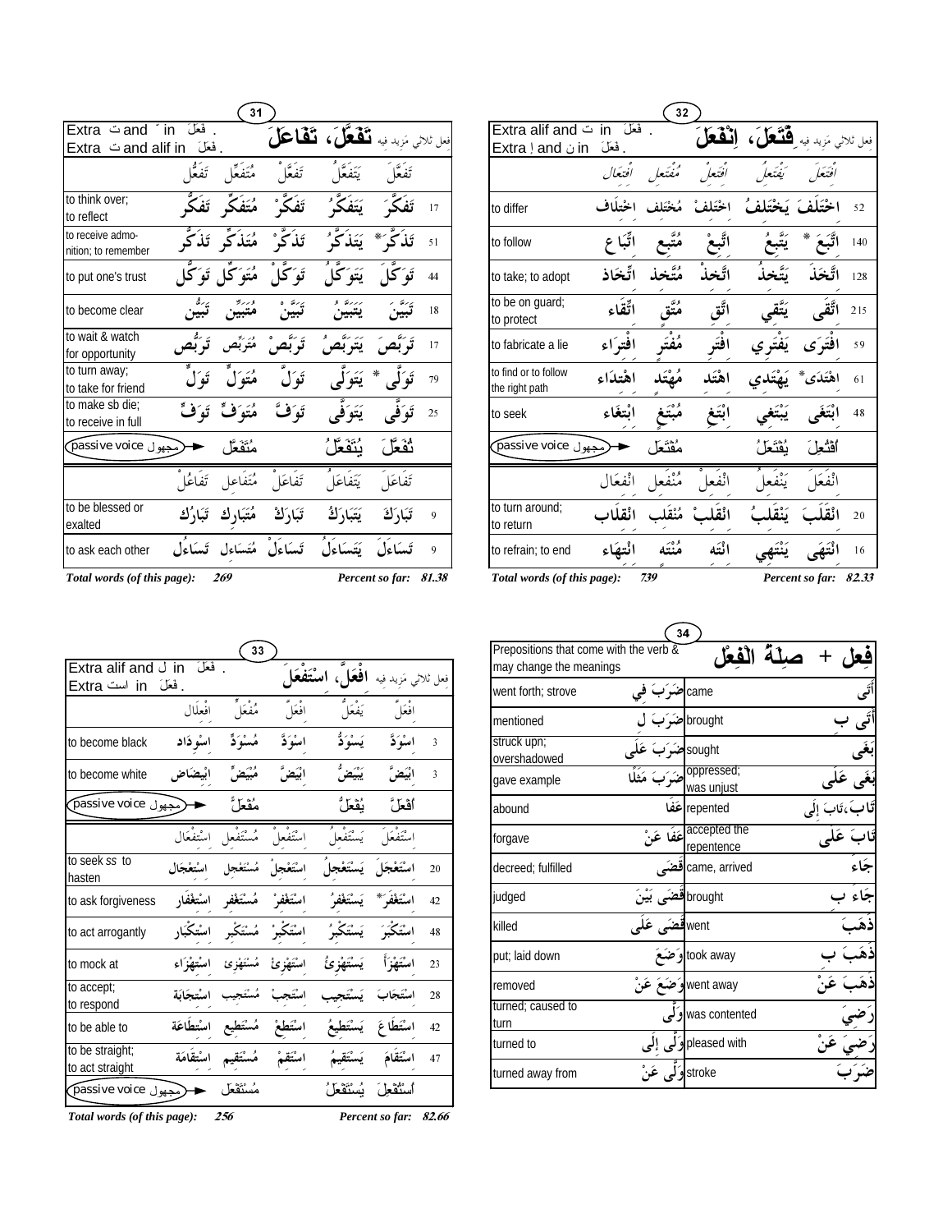## 31

فعل ثلاثي مزيد فيه **تَفَعَّلَ، تَفَاعَلَ**

Extra ت and ّ in فَعَلَ .
Extra ت and alif in فَعَلَ .

| | | تَفَعَّلَ | يَتَفَعَّلُ | تَفَعَّلْ | مُتَفَعِّل | تَفَعُّل |
|---|---|---|---|---|---|---|
| to think over; to reflect | 17 | تَفَكَّرَ | يَتَفَكَّرُ | تَفَكَّرْ | مُتَفَكِّر | تَفَكُّر |
| to receive admonition; to remember | 51 | تَذَكَّرَ* | يَتَذَكَّرُ | تَذَكَّرْ | مُتَذَكِّر | تَذَكُّر |
| to put one's trust | 44 | تَوَكَّلَ | يَتَوَكَّلُ | تَوَكَّلْ | مُتَوَكِّل | تَوَكُّل |
| to become clear | 18 | تَبَيَّنَ | يَتَبَيَّنُ | تَبَيَّنْ | مُتَبَيِّن | تَبَيُّن |
| to wait & watch for opportunity | 17 | تَرَبَّصَ | يَتَرَبَّصُ | تَرَبَّصْ | مُتَرَبِّص | تَرَبُّص |
| to turn away; to take for friend | 79 | تَوَلَّى* | يَتَوَلَّى | تَوَلَّ | مُتَوَلٍّ | تَوَلٍّ |
| to make sb die; to receive in full | 25 | تَوَفَّى | يَتَوَفَّى | تَوَفَّ | مُتَوَفٍّ | تَوَفٍّ |
| passive voice مجهول | | تُفُعِّلَ | يُتَفَعَّلُ | | مُتَفَعَّل | |

| | | تَفَاعَلَ | يَتَفَاعَلُ | تَفَاعَلْ | مُتَفَاعِل | تَفَاعُلْ |
|---|---|---|---|---|---|---|
| to be blessed or exalted | 9 | تَبَارَكَ | يَتَبَارَكُ | تَبَارَكْ | مُتَبَارِك | تَبَارُك |
| to ask each other | 9 | تَسَاءَلَ | يَتَسَاءَلُ | تَسَاءَلْ | مُتَسَاءِل | تَسَاءُل |

***Total words (of this page): 269 — Percent so far: 81.38***

## 32

فعل ثلاثي مزيد فيه **اِفْتَعَلَ، اِنْفَعَلَ**

Extra alif and ت in فَعَلَ .
Extra إ and ن in فَعَلَ .

| | | اِفْتَعَلَ | يَفْتَعِلُ | اِفْتَعِلْ | مُفْتَعِل | اِفْتِعَال |
|---|---|---|---|---|---|---|
| to differ | 52 | اخْتَلَفَ | يَخْتَلِفُ | اخْتَلِفْ | مُخْتَلِف | اخْتِلَاف |
| to follow | 140 | اتَّبَعَ* | يَتَّبِعُ | اتَّبِعْ | مُتَّبِع | اتِّبَاع |
| to take; to adopt | 128 | اتَّخَذَ | يَتَّخِذُ | اتَّخِذْ | مُتَّخِذ | اتِّخَاذ |
| to be on guard; to protect | 215 | اتَّقَى | يَتَّقِي | اتَّقِ | مُتَّقٍ | اتِّقَاء |
| to fabricate a lie | 59 | افْتَرَى | يَفْتَرِي | افْتَرِ | مُفْتَرٍ | افْتِرَاء |
| to find or to follow the right path | 61 | اهْتَدَى* | يَهْتَدِي | اهْتَدِ | مُهْتَدٍ | اهْتِدَاء |
| to seek | 48 | ابْتَغَى | يَبْتَغِي | ابْتَغِ | مُبْتَغٍ | ابْتِغَاء |
| passive voice مجهول | | اُفْتُعِلَ | يُفْتَعَلُ | | مُفْتَعَل | |

| | | اِنْفَعَلَ | يَنْفَعِلُ | اِنْفَعِلْ | مُنْفَعِل | اِنْفِعَال |
|---|---|---|---|---|---|---|
| to turn around; to return | 20 | انْقَلَبَ | يَنْقَلِبُ | انْقَلِبْ | مُنْقَلِب | انْقِلَاب |
| to refrain; to end | 16 | انْتَهَى | يَنْتَهِي | انْتَهِ | مُنْتَهٍ | انْتِهَاء |

***Total words (of this page): 739 — Percent so far: 82.33***

## 33

فعل ثلاثي مزيد فيه **اِفْعَلَّ، اِسْتَفْعَلَ**

Extra alif and ل in فَعَلَ .
Extra است in فَعَلَ .

| | | اِفْعَلَّ | يَفْعَلُّ | اِفْعَلَّ | مُفْعَلّ | اِفْعِلَال |
|---|---|---|---|---|---|---|
| to become black | 3 | اسْوَدَّ | يَسْوَدُّ | اسْوَدَّ | مُسْوَدّ | اسْوِدَاد |
| to become white | 3 | ابْيَضَّ | يَبْيَضُّ | ابْيَضَّ | مُبْيَضّ | ابْيِضَاض |
| passive voice مجهول | | اُفْعُلَّ | يُفْعَلُّ | | مُفْعَلّ | |

| | | اِسْتَفْعَلَ | يَسْتَفْعِلُ | اِسْتَفْعِلْ | مُسْتَفْعِل | اِسْتِفْعَال |
|---|---|---|---|---|---|---|
| to seek ss to hasten | 20 | اسْتَعْجَلَ | يَسْتَعْجِلُ | اسْتَعْجِلْ | مُسْتَعْجِل | اسْتِعْجَال |
| to ask forgiveness | 42 | اسْتَغْفَرَ* | يَسْتَغْفِرُ | اسْتَغْفِرْ | مُسْتَغْفِر | اسْتِغْفَار |
| to act arrogantly | 48 | اسْتَكْبَرَ | يَسْتَكْبِرُ | اسْتَكْبِرْ | مُسْتَكْبِر | اسْتِكْبَار |
| to mock at | 23 | اسْتَهْزَأَ | يَسْتَهْزِئُ | اسْتَهْزِئْ | مُسْتَهْزِئ | اسْتِهْزَاء |
| to accept; to respond | 28 | اسْتَجَابَ | يَسْتَجِيبُ | اسْتَجِبْ | مُسْتَجِيب | اسْتِجَابَة |
| to be able to | 42 | اسْتَطَاعَ | يَسْتَطِيعُ | اسْتَطِعْ | مُسْتَطِيع | اسْتِطَاعَة |
| to be straight; to act straight | 47 | اسْتَقَامَ | يَسْتَقِيمُ | اسْتَقِمْ | مُسْتَقِيم | اسْتِقَامَة |
| passive voice مجهول | | اُسْتُفْعِلَ | يُسْتَفْعَلُ | | مُسْتَفْعَل | |

***Total words (of this page): 256 — Percent so far: 82.66***

## 34

**فِعل + صِلَةُ الْفِعْلِ**

Prepositions that come with the verb & may change the meanings

| | | | |
|---|---|---|---|
| went forth; strove | ضَرَبَ فِي | came | أَتَى |
| mentioned | ضَرَبَ لِ | brought | أَتَى بِ |
| struck upn; overshadowed | ضَرَبَ عَلَى | sought | بَغَى |
| gave example | ضَرَبَ مَثَلًا | oppressed; was unjust | بَغَى عَلَى |
| abound | عَفَا | repented | تَابَ،تَابَ إِلَى |
| forgave | عَفَا عَنْ | accepted the repentence | تَابَ عَلَى |
| decreed; fulfilled | قَضَى | came, arrived | جَاءَ |
| judged | قَضَى بَيْنَ | brought | جَاءَ بِ |
| killed | قَضَى عَلَى | went | ذَهَبَ |
| put; laid down | وَضَعَ | took away | ذَهَبَ بِ |
| removed | وَضَعَ عَنْ | went away | ذَهَبَ عَنْ |
| turned; caused to turn | وَلَّى | was contented | رَضِيَ |
| turned to | وَلَّى إِلَى | pleased with | رَضِيَ عَنْ |
| turned away from | وَلَّى عَنْ | stroke | ضَرَبَ |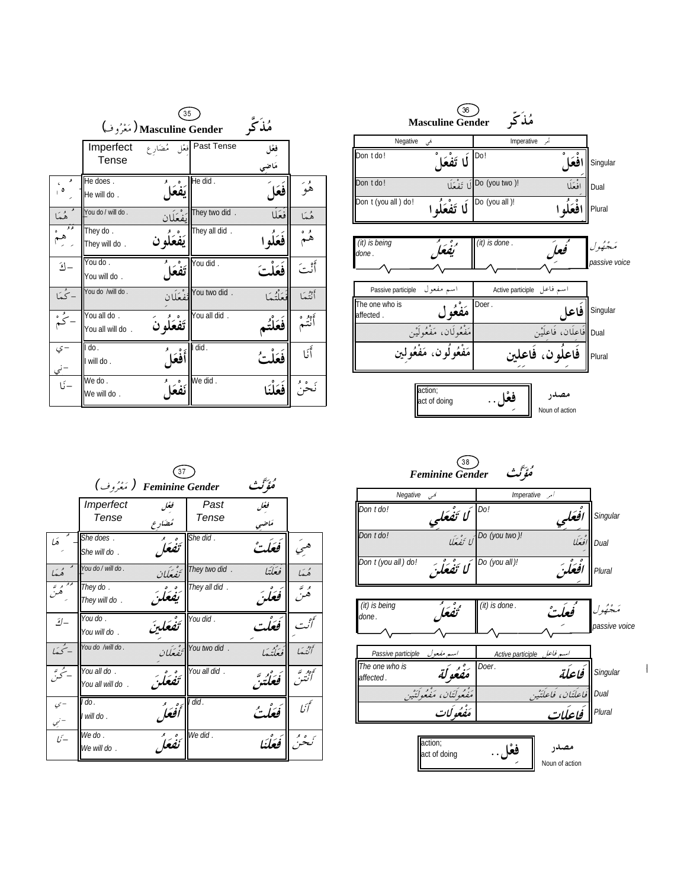## 35 — Masculine Gender (مَعْرُوف) مُذَكَّر

| | Imperfect Tense | فِعْل مُضَارِع | Past Tense | فِعْل مَاضِي | |
|---|---|---|---|---|---|
| ـهُ | He does . He will do . | يَفْعَلُ | He did . | فَعَلَ | هُوَ |
| ـهُمَا | You do / will do . | يَفْعَلَانِ | They two did . | فَعَلَا | هُمَا |
| ـهُمْ | They do . They will do . | يَفْعَلُون | They all did . | فَعَلُوا | هُمْ |
| ـكَ | You do . You will do . | تَفْعَلُ | You did . | فَعَلْتَ | أَنْتَ |
| ـكُمَا | You do /will do . | تَفْعَلَانِ | You two did . | فَعَلْتُمَا | أَنْتُمَا |
| ـكُمْ | You all do . You all will do . | تَفْعَلُونَ | You all did . | فَعَلْتُم | أَنْتُمْ |
| ـي ـنِي | I do . I will do . | أَفْعَلُ | I did . | فَعَلْتُ | أَنَا |
| ـنَا | We do . We will do . | نَفْعَلُ | We did . | فَعَلْنَا | نَحْنُ |

## 36 — Masculine Gender مُذَكَّر

| Negative نَهي | | Imperative أمر | | |
|---|---|---|---|---|
| Don t do! | لَا تَفْعَلْ | Do! | افْعَلْ | Singular |
| Don t do! | لَا تَفْعَلَا | Do (you two )! | افْعَلَا | Dual |
| Don t (you all ) do! | لَا تَفْعَلُوا | Do (you all )! | افْعَلُوا | Plural |

| | | | | |
|---|---|---|---|---|
| (it) is being done . | يُفْعَلُ | (it) is done . | فُعِلَ | مَجْهُول passive voice |

| Passive participle اسم مفعول | | Active participle اسم فاعل | | |
|---|---|---|---|---|
| The one who is affected . | مَفْعُول | Doer . | فَاعِل | Singular |
| | مَفْعُولَان، مَفْعُولَيْن | | فَاعِلَان، فَاعِلَيْن | Dual |
| | مَفْعُولُون، مَفْعُولِين | | فَاعِلُون، فَاعِلِين | Plural |

| | | |
|---|---|---|
| action; act of doing | فِعْل.. | مصدر Noun of action |

## 37 — Feminine Gender (مَعْرُوف) مُؤَنَّث

| | Imperfect Tense | فِعْل مُضَارِع | Past Tense | فِعْل مَاضِي | |
|---|---|---|---|---|---|
| ـهَا | She does . She will do . | تَفْعَلُ | She did . | فَعَلَتْ | هِيَ |
| ـهُمَا | You do / will do . | تَفْعَلَانِ | They two did . | فَعَلَتَا | هُمَا |
| ـهُنَّ | They do . They will do . | يَفْعَلْنَ | They all did . | فَعَلْنَ | هُنَّ |
| ـكِ | You do . You will do . | تَفْعَلِينَ | You did . | فَعَلْتِ | أَنْتِ |
| ـكُمَا | You do /will do . | تَفْعَلَانِ | You two did . | فَعَلْتُمَا | أَنْتُمَا |
| ـكُنَّ | You all do . You all will do . | تَفْعَلْنَ | You all did . | فَعَلْتُنَّ | أَنْتُنَّ |
| ـي ـنِي | I do . I will do . | أَفْعَلُ | I did . | فَعَلْتُ | أَنَا |
| ـنَا | We do . We will do . | نَفْعَلُ | We did . | فَعَلْنَا | نَحْنُ |

## 38 — Feminine Gender مُؤَنَّث

| Negative نَهي | | Imperative أمر | | |
|---|---|---|---|---|
| Don t do! | لَا تَفْعَلِي | Do! | افْعَلِي | Singular |
| Don t do! | لَا تَفْعَلَا | Do (you two )! | افْعَلَا | Dual |
| Don t (you all ) do! | لَا تَفْعَلْنَ | Do (you all )! | افْعَلْنَ | Plural |

| | | | | |
|---|---|---|---|---|
| (it) is being done. | تُفْعَلُ | (it) is done. | فُعِلَتْ | مَجْهُول passive voice |

| Passive participle اسم مفعول | | Active participle اسم فاعل | | |
|---|---|---|---|---|
| The one who is affected. | مَفْعُولَة | Doer. | فَاعِلَة | Singular |
| | مَفْعُولَتَان، مَفْعُولَتَيْن | | فَاعِلَتَان، فَاعِلَتَيْن | Dual |
| | مَفْعُولَات | | فَاعِلَات | Plural |

| | | |
|---|---|---|
| action; act of doing | فِعْل.. | مصدر Noun of action |